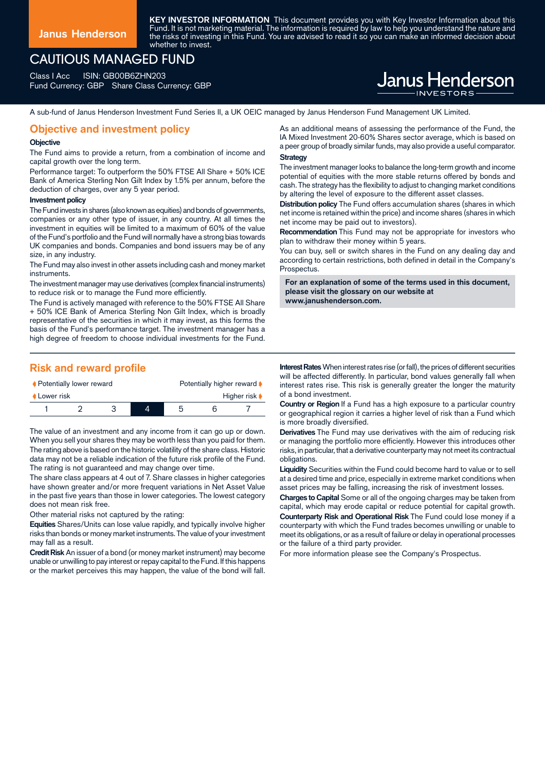Janus Henderson

**KEY INVESTOR INFORMATION** This document provides you with Key Investor Information about this Fund. It is not marketing material. The information is required by law to help you understand the nature and the risks of investing in this Fund. You are advised to read it so you can make an informed decision about whether to invest.

# CAUTIOUS MANAGED FUND

Class I Acc ISIN: GB00B6ZHN203
Fund Currency: GBP Share Class Currency: GBP

Janus Henderson INVESTORS

A sub-fund of Janus Henderson Investment Fund Series II, a UK OEIC managed by Janus Henderson Fund Management UK Limited.

## Objective and investment policy

### Objective

The Fund aims to provide a return, from a combination of income and capital growth over the long term.

Performance target: To outperform the 50% FTSE All Share + 50% ICE Bank of America Sterling Non Gilt Index by 1.5% per annum, before the deduction of charges, over any 5 year period.

### Investment policy

The Fund invests in shares (also known as equities) and bonds of governments, companies or any other type of issuer, in any country. At all times the investment in equities will be limited to a maximum of 60% of the value of the Fund's portfolio and the Fund will normally have a strong bias towards UK companies and bonds. Companies and bond issuers may be of any size, in any industry.

The Fund may also invest in other assets including cash and money market instruments.

The investment manager may use derivatives (complex financial instruments) to reduce risk or to manage the Fund more efficiently.

The Fund is actively managed with reference to the 50% FTSE All Share + 50% ICE Bank of America Sterling Non Gilt Index, which is broadly representative of the securities in which it may invest, as this forms the basis of the Fund's performance target. The investment manager has a high degree of freedom to choose individual investments for the Fund.

As an additional means of assessing the performance of the Fund, the IA Mixed Investment 20-60% Shares sector average, which is based on a peer group of broadly similar funds, may also provide a useful comparator.

### Strategy

The investment manager looks to balance the long-term growth and income potential of equities with the more stable returns offered by bonds and cash. The strategy has the flexibility to adjust to changing market conditions by altering the level of exposure to the different asset classes.

**Distribution policy** The Fund offers accumulation shares (shares in which net income is retained within the price) and income shares (shares in which net income may be paid out to investors).

**Recommendation** This Fund may not be appropriate for investors who plan to withdraw their money within 5 years.

You can buy, sell or switch shares in the Fund on any dealing day and according to certain restrictions, both defined in detail in the Company's Prospectus.

**For an explanation of some of the terms used in this document, please visit the glossary on our website at www.janushenderson.com.**

## Risk and reward profile

| Potentially lower reward | | | | | | Potentially higher reward |
|---|---|---|---|---|---|---|
| Lower risk | | | | | | Higher risk |
| 1 | 2 | 3 | **4** | 5 | 6 | 7 |

The value of an investment and any income from it can go up or down. When you sell your shares they may be worth less than you paid for them. The rating above is based on the historic volatility of the share class. Historic data may not be a reliable indication of the future risk profile of the Fund. The rating is not guaranteed and may change over time.

The share class appears at 4 out of 7. Share classes in higher categories have shown greater and/or more frequent variations in Net Asset Value in the past five years than those in lower categories. The lowest category does not mean risk free.

Other material risks not captured by the rating:

**Equities** Shares/Units can lose value rapidly, and typically involve higher risks than bonds or money market instruments. The value of your investment may fall as a result.

**Credit Risk** An issuer of a bond (or money market instrument) may become unable or unwilling to pay interest or repay capital to the Fund. If this happens or the market perceives this may happen, the value of the bond will fall.

**Interest Rates** When interest rates rise (or fall), the prices of different securities will be affected differently. In particular, bond values generally fall when interest rates rise. This risk is generally greater the longer the maturity of a bond investment.

**Country or Region** If a Fund has a high exposure to a particular country or geographical region it carries a higher level of risk than a Fund which is more broadly diversified.

**Derivatives** The Fund may use derivatives with the aim of reducing risk or managing the portfolio more efficiently. However this introduces other risks, in particular, that a derivative counterparty may not meet its contractual obligations.

**Liquidity** Securities within the Fund could become hard to value or to sell at a desired time and price, especially in extreme market conditions when asset prices may be falling, increasing the risk of investment losses.

**Charges to Capital** Some or all of the ongoing charges may be taken from capital, which may erode capital or reduce potential for capital growth.

**Counterparty Risk and Operational Risk** The Fund could lose money if a counterparty with which the Fund trades becomes unwilling or unable to meet its obligations, or as a result of failure or delay in operational processes or the failure of a third party provider.

For more information please see the Company's Prospectus.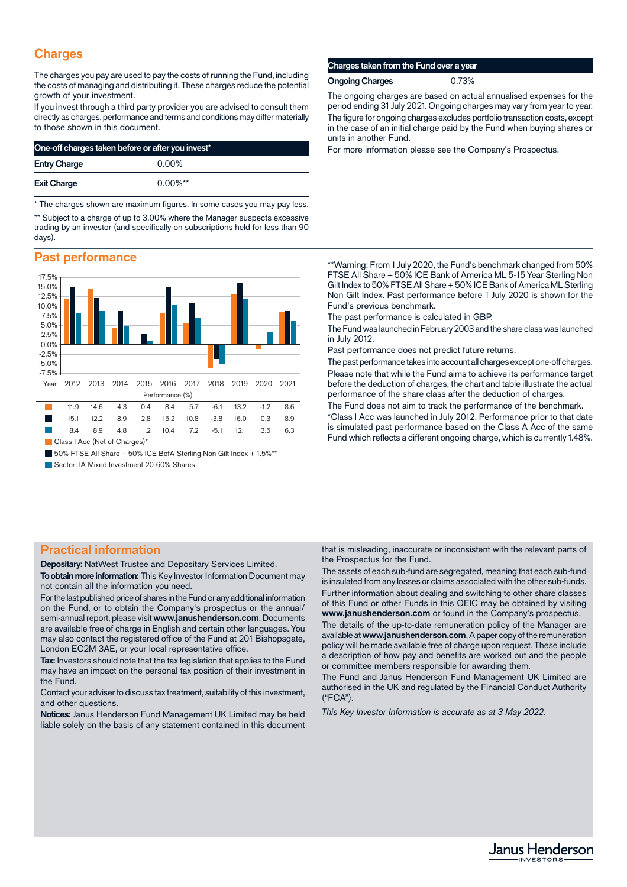## Charges

The charges you pay are used to pay the costs of running the Fund, including the costs of managing and distributing it. These charges reduce the potential growth of your investment.

If you invest through a third party provider you are advised to consult them directly as charges, performance and terms and conditions may differ materially to those shown in this document.

| One-off charges taken before or after you invest* | |
|---|---|
| **Entry Charge** | 0.00% |
| **Exit Charge** | 0.00%** |

* The charges shown are maximum figures. In some cases you may pay less.

** Subject to a charge of up to 3.00% where the Manager suspects excessive trading by an investor (and specifically on subscriptions held for less than 90 days).

| Charges taken from the Fund over a year | |
|---|---|
| **Ongoing Charges** | 0.73% |

The ongoing charges are based on actual annualised expenses for the period ending 31 July 2021. Ongoing charges may vary from year to year. The figure for ongoing charges excludes portfolio transaction costs, except in the case of an initial charge paid by the Fund when buying shares or units in another Fund.

For more information please see the Company's Prospectus.

## Past performance

17.5%
15.0%
12.5%
10.0%
7.5%
5.0%
2.5%
0.0%
-2.5%
-5.0%
-7.5%

| Year | 2012 | 2013 | 2014 | 2015 | 2016 | 2017 | 2018 | 2019 | 2020 | 2021 |
|---|---|---|---|---|---|---|---|---|---|---|
| Performance (%) | | | | | | | | | | |
| Class I Acc (Net of Charges)* | 11.9 | 14.6 | 4.3 | 0.4 | 8.4 | 5.7 | -6.1 | 13.2 | -1.2 | 8.6 |
| 50% FTSE All Share + 50% ICE BofA Sterling Non Gilt Index + 1.5%** | 15.1 | 12.2 | 8.9 | 2.8 | 15.2 | 10.8 | -3.8 | 16.0 | 0.3 | 8.9 |
| Sector: IA Mixed Investment 20-60% Shares | 8.4 | 8.9 | 4.8 | 1.2 | 10.4 | 7.2 | -5.1 | 12.1 | 3.5 | 6.3 |

**Warning: From 1 July 2020, the Fund's benchmark changed from 50% FTSE All Share + 50% ICE Bank of America ML 5-15 Year Sterling Non Gilt Index to 50% FTSE All Share + 50% ICE Bank of America ML Sterling Non Gilt Index. Past performance before 1 July 2020 is shown for the Fund's previous benchmark.

The past performance is calculated in GBP.

The Fund was launched in February 2003 and the share class was launched in July 2012.

Past performance does not predict future returns.

The past performance takes into account all charges except one-off charges.

Please note that while the Fund aims to achieve its performance target before the deduction of charges, the chart and table illustrate the actual performance of the share class after the deduction of charges.

The Fund does not aim to track the performance of the benchmark.

*Class I Acc was launched in July 2012. Performance prior to that date is simulated past performance based on the Class A Acc of the same Fund which reflects a different ongoing charge, which is currently 1.48%.

## Practical information

**Depositary:** NatWest Trustee and Depositary Services Limited.

**To obtain more information:** This Key Investor Information Document may not contain all the information you need.

For the last published price of shares in the Fund or any additional information on the Fund, or to obtain the Company's prospectus or the annual/semi-annual report, please visit **www.janushenderson.com**. Documents are available free of charge in English and certain other languages. You may also contact the registered office of the Fund at 201 Bishopsgate, London EC2M 3AE, or your local representative office.

**Tax:** Investors should note that the tax legislation that applies to the Fund may have an impact on the personal tax position of their investment in the Fund.

Contact your adviser to discuss tax treatment, suitability of this investment, and other questions.

**Notices:** Janus Henderson Fund Management UK Limited may be held liable solely on the basis of any statement contained in this document that is misleading, inaccurate or inconsistent with the relevant parts of the Prospectus for the Fund.

The assets of each sub-fund are segregated, meaning that each sub-fund is insulated from any losses or claims associated with the other sub-funds.

Further information about dealing and switching to other share classes of this Fund or other Funds in this OEIC may be obtained by visiting **www.janushenderson.com** or found in the Company's prospectus.

The details of the up-to-date remuneration policy of the Manager are available at **www.janushenderson.com**. A paper copy of the remuneration policy will be made available free of charge upon request. These include a description of how pay and benefits are worked out and the people or committee members responsible for awarding them.

The Fund and Janus Henderson Fund Management UK Limited are authorised in the UK and regulated by the Financial Conduct Authority ("FCA").

*This Key Investor Information is accurate as at 3 May 2022.*

Janus Henderson INVESTORS